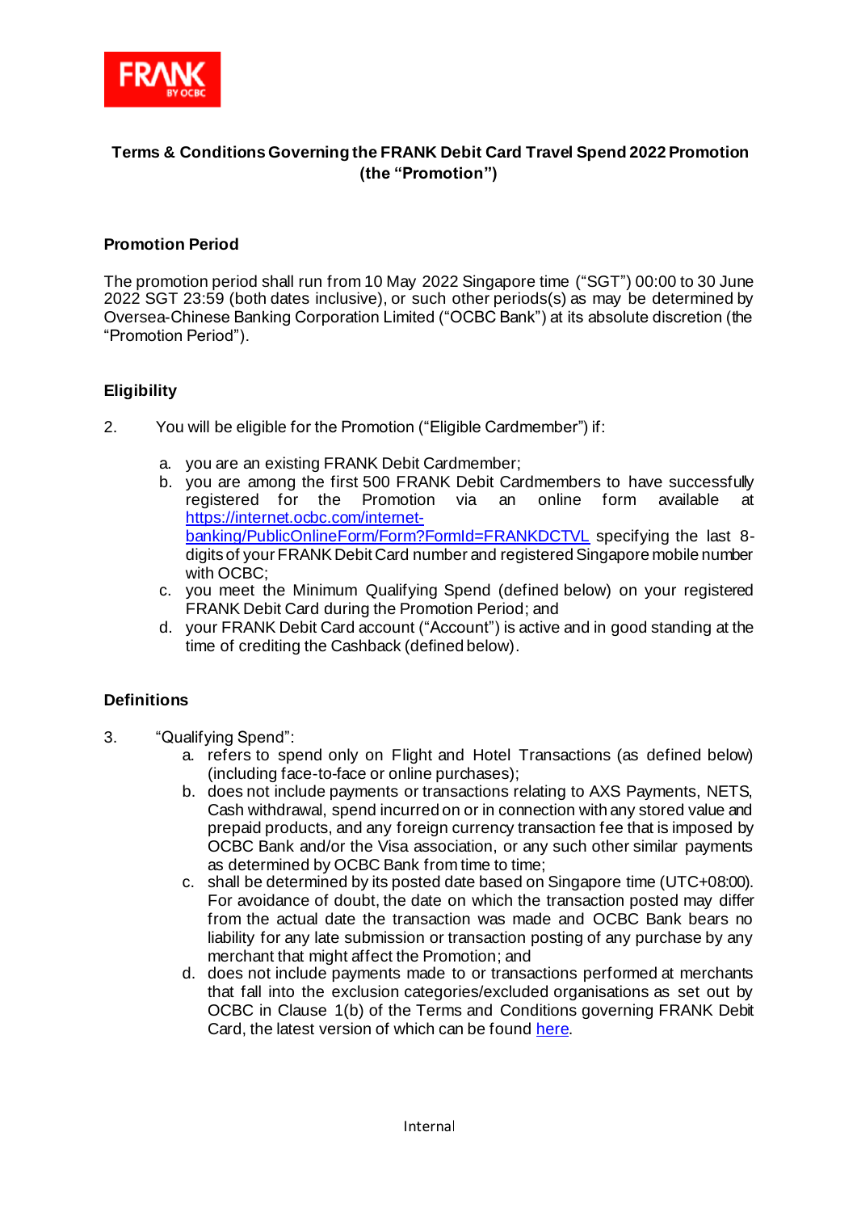**Terms & Conditions Governing the FRANK Debit Card Travel Spend 2022 Promotion (the "Promotion")**

**Promotion Period**

The promotion period shall run from 10 May 2022 Singapore time ("SGT") 00:00 to 30 June 2022 SGT 23:59 (both dates inclusive), or such other periods(s) as may be determined by Oversea-Chinese Banking Corporation Limited ("OCBC Bank") at its absolute discretion (the "Promotion Period").

**Eligibility**

2. You will be eligible for the Promotion ("Eligible Cardmember") if:

   a. you are an existing FRANK Debit Cardmember;
   b. you are among the first 500 FRANK Debit Cardmembers to have successfully registered for the Promotion via an online form available at [https://internet.ocbc.com/internet-banking/PublicOnlineForm/Form?FormId=FRANKDCTVL](https://internet.ocbc.com/internet-banking/PublicOnlineForm/Form?FormId=FRANKDCTVL) specifying the last 8-digits of your FRANK Debit Card number and registered Singapore mobile number with OCBC;
   c. you meet the Minimum Qualifying Spend (defined below) on your registered FRANK Debit Card during the Promotion Period; and
   d. your FRANK Debit Card account ("Account") is active and in good standing at the time of crediting the Cashback (defined below).

**Definitions**

3. "Qualifying Spend":
   a. refers to spend only on Flight and Hotel Transactions (as defined below) (including face-to-face or online purchases);
   b. does not include payments or transactions relating to AXS Payments, NETS, Cash withdrawal, spend incurred on or in connection with any stored value and prepaid products, and any foreign currency transaction fee that is imposed by OCBC Bank and/or the Visa association, or any such other similar payments as determined by OCBC Bank from time to time;
   c. shall be determined by its posted date based on Singapore time (UTC+08:00). For avoidance of doubt, the date on which the transaction posted may differ from the actual date the transaction was made and OCBC Bank bears no liability for any late submission or transaction posting of any purchase by any merchant that might affect the Promotion; and
   d. does not include payments made to or transactions performed at merchants that fall into the exclusion categories/excluded organisations as set out by OCBC in Clause 1(b) of the Terms and Conditions governing FRANK Debit Card, the latest version of which can be found here.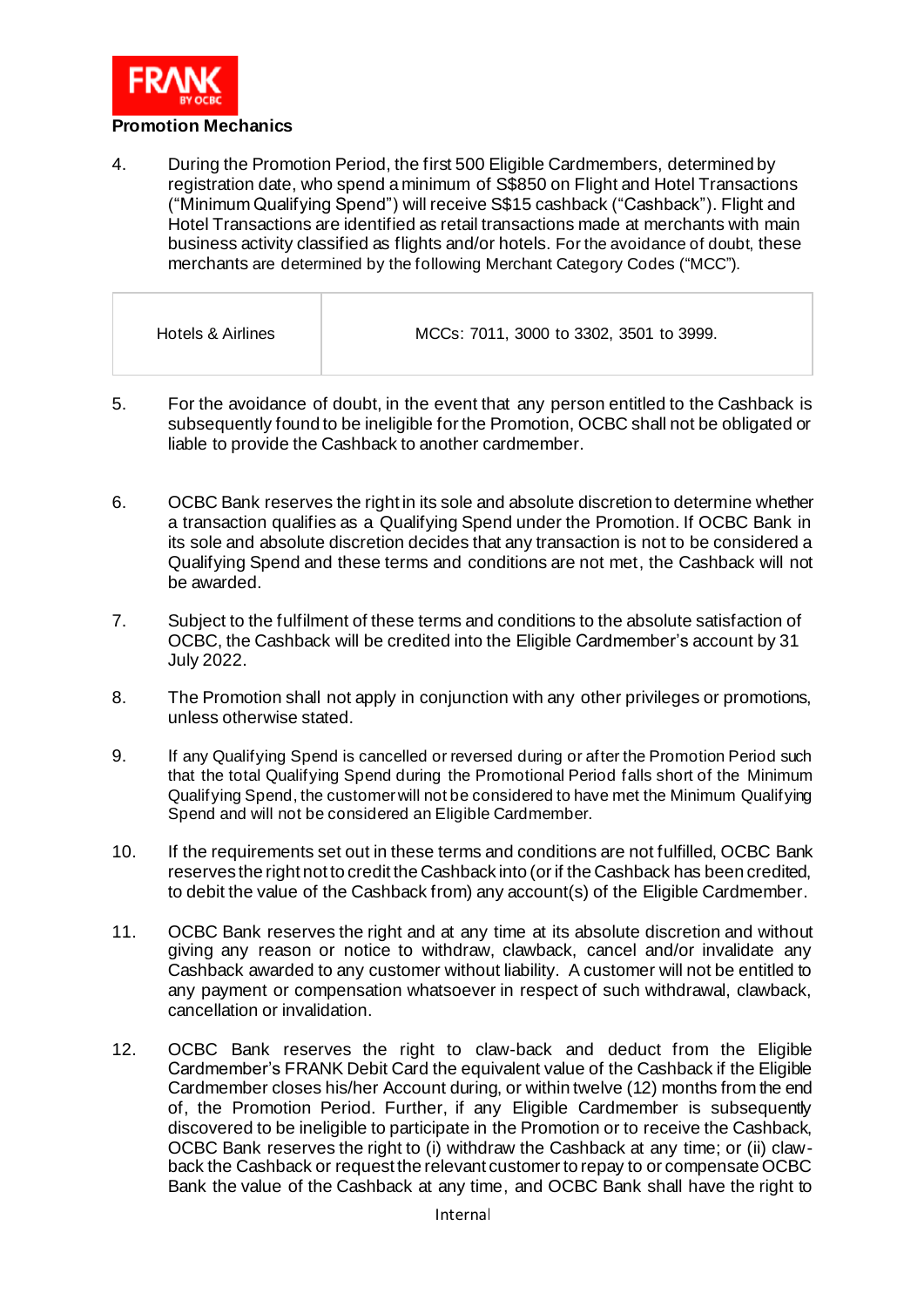## Promotion Mechanics

4. During the Promotion Period, the first 500 Eligible Cardmembers, determined by registration date, who spend a minimum of S$850 on Flight and Hotel Transactions ("Minimum Qualifying Spend") will receive S$15 cashback ("Cashback"). Flight and Hotel Transactions are identified as retail transactions made at merchants with main business activity classified as flights and/or hotels. For the avoidance of doubt, these merchants are determined by the following Merchant Category Codes ("MCC").

| Hotels & Airlines | MCCs: 7011, 3000 to 3302, 3501 to 3999. |
|---|---|

5. For the avoidance of doubt, in the event that any person entitled to the Cashback is subsequently found to be ineligible for the Promotion, OCBC shall not be obligated or liable to provide the Cashback to another cardmember.

6. OCBC Bank reserves the right in its sole and absolute discretion to determine whether a transaction qualifies as a Qualifying Spend under the Promotion. If OCBC Bank in its sole and absolute discretion decides that any transaction is not to be considered a Qualifying Spend and these terms and conditions are not met, the Cashback will not be awarded.

7. Subject to the fulfilment of these terms and conditions to the absolute satisfaction of OCBC, the Cashback will be credited into the Eligible Cardmember's account by 31 July 2022.

8. The Promotion shall not apply in conjunction with any other privileges or promotions, unless otherwise stated.

9. If any Qualifying Spend is cancelled or reversed during or after the Promotion Period such that the total Qualifying Spend during the Promotional Period falls short of the Minimum Qualifying Spend, the customer will not be considered to have met the Minimum Qualifying Spend and will not be considered an Eligible Cardmember.

10. If the requirements set out in these terms and conditions are not fulfilled, OCBC Bank reserves the right not to credit the Cashback into (or if the Cashback has been credited, to debit the value of the Cashback from) any account(s) of the Eligible Cardmember.

11. OCBC Bank reserves the right and at any time at its absolute discretion and without giving any reason or notice to withdraw, clawback, cancel and/or invalidate any Cashback awarded to any customer without liability. A customer will not be entitled to any payment or compensation whatsoever in respect of such withdrawal, clawback, cancellation or invalidation.

12. OCBC Bank reserves the right to claw-back and deduct from the Eligible Cardmember's FRANK Debit Card the equivalent value of the Cashback if the Eligible Cardmember closes his/her Account during, or within twelve (12) months from the end of, the Promotion Period. Further, if any Eligible Cardmember is subsequently discovered to be ineligible to participate in the Promotion or to receive the Cashback, OCBC Bank reserves the right to (i) withdraw the Cashback at any time; or (ii) claw-back the Cashback or request the relevant customer to repay to or compensate OCBC Bank the value of the Cashback at any time, and OCBC Bank shall have the right to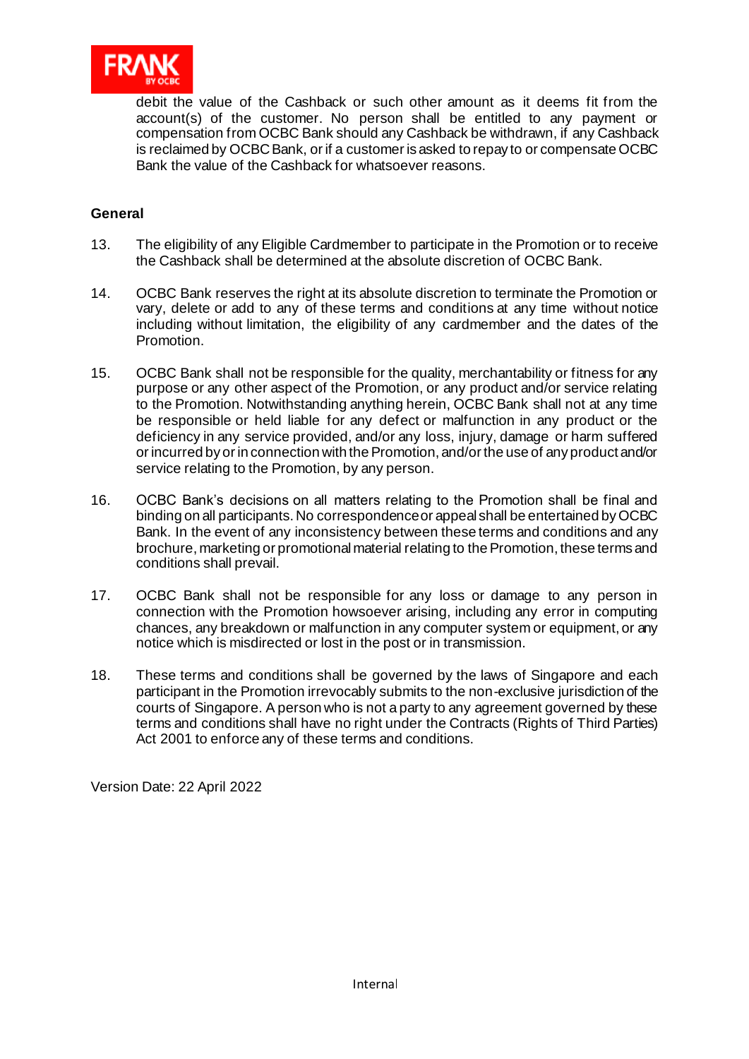debit the value of the Cashback or such other amount as it deems fit from the account(s) of the customer. No person shall be entitled to any payment or compensation from OCBC Bank should any Cashback be withdrawn, if any Cashback is reclaimed by OCBC Bank, or if a customer is asked to repay to or compensate OCBC Bank the value of the Cashback for whatsoever reasons.

**General**

13. The eligibility of any Eligible Cardmember to participate in the Promotion or to receive the Cashback shall be determined at the absolute discretion of OCBC Bank.

14. OCBC Bank reserves the right at its absolute discretion to terminate the Promotion or vary, delete or add to any of these terms and conditions at any time without notice including without limitation, the eligibility of any cardmember and the dates of the Promotion.

15. OCBC Bank shall not be responsible for the quality, merchantability or fitness for any purpose or any other aspect of the Promotion, or any product and/or service relating to the Promotion. Notwithstanding anything herein, OCBC Bank shall not at any time be responsible or held liable for any defect or malfunction in any product or the deficiency in any service provided, and/or any loss, injury, damage or harm suffered or incurred by or in connection with the Promotion, and/or the use of any product and/or service relating to the Promotion, by any person.

16. OCBC Bank's decisions on all matters relating to the Promotion shall be final and binding on all participants. No correspondence or appeal shall be entertained by OCBC Bank. In the event of any inconsistency between these terms and conditions and any brochure, marketing or promotional material relating to the Promotion, these terms and conditions shall prevail.

17. OCBC Bank shall not be responsible for any loss or damage to any person in connection with the Promotion howsoever arising, including any error in computing chances, any breakdown or malfunction in any computer system or equipment, or any notice which is misdirected or lost in the post or in transmission.

18. These terms and conditions shall be governed by the laws of Singapore and each participant in the Promotion irrevocably submits to the non-exclusive jurisdiction of the courts of Singapore. A person who is not a party to any agreement governed by these terms and conditions shall have no right under the Contracts (Rights of Third Parties) Act 2001 to enforce any of these terms and conditions.

Version Date: 22 April 2022